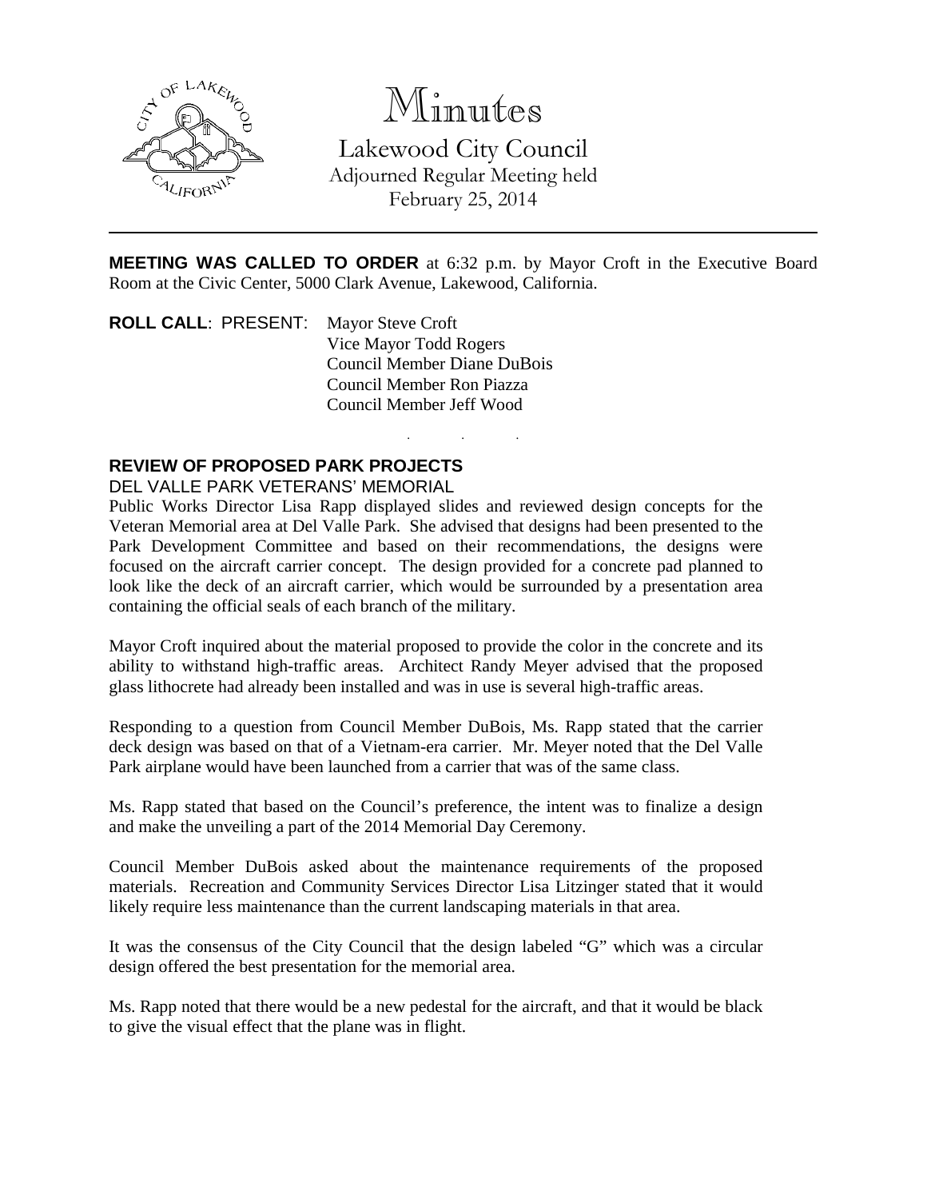# Minutes

Lakewood City Council
Adjourned Regular Meeting held
February 25, 2014

---

**MEETING WAS CALLED TO ORDER** at 6:32 p.m. by Mayor Croft in the Executive Board Room at the Civic Center, 5000 Clark Avenue, Lakewood, California.

**ROLL CALL**: PRESENT: Mayor Steve Croft
Vice Mayor Todd Rogers
Council Member Diane DuBois
Council Member Ron Piazza
Council Member Jeff Wood

. . .

**REVIEW OF PROPOSED PARK PROJECTS**

DEL VALLE PARK VETERANS' MEMORIAL

Public Works Director Lisa Rapp displayed slides and reviewed design concepts for the Veteran Memorial area at Del Valle Park. She advised that designs had been presented to the Park Development Committee and based on their recommendations, the designs were focused on the aircraft carrier concept. The design provided for a concrete pad planned to look like the deck of an aircraft carrier, which would be surrounded by a presentation area containing the official seals of each branch of the military.

Mayor Croft inquired about the material proposed to provide the color in the concrete and its ability to withstand high-traffic areas. Architect Randy Meyer advised that the proposed glass lithocrete had already been installed and was in use is several high-traffic areas.

Responding to a question from Council Member DuBois, Ms. Rapp stated that the carrier deck design was based on that of a Vietnam-era carrier. Mr. Meyer noted that the Del Valle Park airplane would have been launched from a carrier that was of the same class.

Ms. Rapp stated that based on the Council's preference, the intent was to finalize a design and make the unveiling a part of the 2014 Memorial Day Ceremony.

Council Member DuBois asked about the maintenance requirements of the proposed materials. Recreation and Community Services Director Lisa Litzinger stated that it would likely require less maintenance than the current landscaping materials in that area.

It was the consensus of the City Council that the design labeled "G" which was a circular design offered the best presentation for the memorial area.

Ms. Rapp noted that there would be a new pedestal for the aircraft, and that it would be black to give the visual effect that the plane was in flight.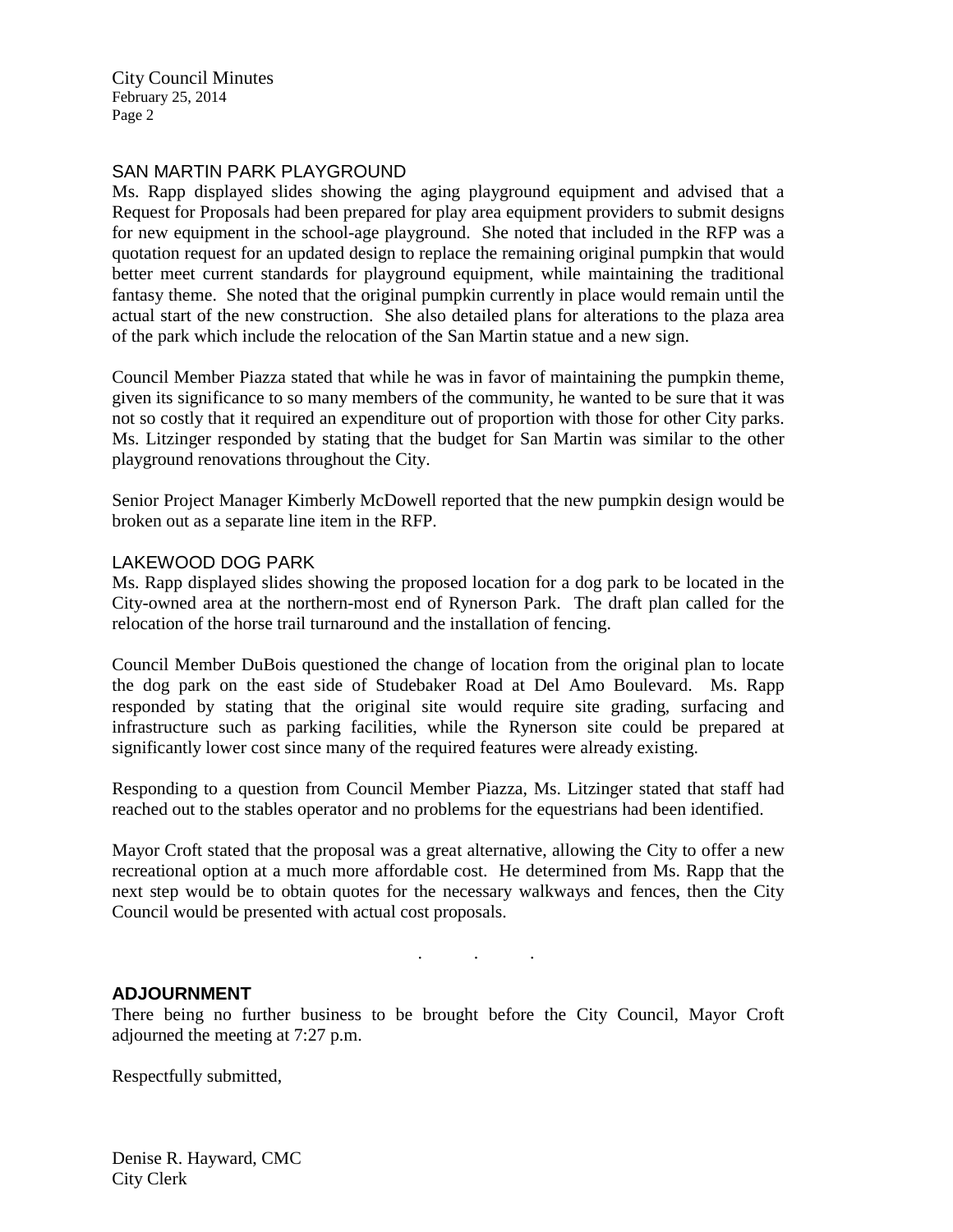## SAN MARTIN PARK PLAYGROUND

Ms. Rapp displayed slides showing the aging playground equipment and advised that a Request for Proposals had been prepared for play area equipment providers to submit designs for new equipment in the school-age playground. She noted that included in the RFP was a quotation request for an updated design to replace the remaining original pumpkin that would better meet current standards for playground equipment, while maintaining the traditional fantasy theme. She noted that the original pumpkin currently in place would remain until the actual start of the new construction. She also detailed plans for alterations to the plaza area of the park which include the relocation of the San Martin statue and a new sign.

Council Member Piazza stated that while he was in favor of maintaining the pumpkin theme, given its significance to so many members of the community, he wanted to be sure that it was not so costly that it required an expenditure out of proportion with those for other City parks. Ms. Litzinger responded by stating that the budget for San Martin was similar to the other playground renovations throughout the City.

Senior Project Manager Kimberly McDowell reported that the new pumpkin design would be broken out as a separate line item in the RFP.

## LAKEWOOD DOG PARK

Ms. Rapp displayed slides showing the proposed location for a dog park to be located in the City-owned area at the northern-most end of Rynerson Park. The draft plan called for the relocation of the horse trail turnaround and the installation of fencing.

Council Member DuBois questioned the change of location from the original plan to locate the dog park on the east side of Studebaker Road at Del Amo Boulevard. Ms. Rapp responded by stating that the original site would require site grading, surfacing and infrastructure such as parking facilities, while the Rynerson site could be prepared at significantly lower cost since many of the required features were already existing.

Responding to a question from Council Member Piazza, Ms. Litzinger stated that staff had reached out to the stables operator and no problems for the equestrians had been identified.

Mayor Croft stated that the proposal was a great alternative, allowing the City to offer a new recreational option at a much more affordable cost. He determined from Ms. Rapp that the next step would be to obtain quotes for the necessary walkways and fences, then the City Council would be presented with actual cost proposals.

. . .

## ADJOURNMENT

There being no further business to be brought before the City Council, Mayor Croft adjourned the meeting at 7:27 p.m.

Respectfully submitted,

Denise R. Hayward, CMC
City Clerk